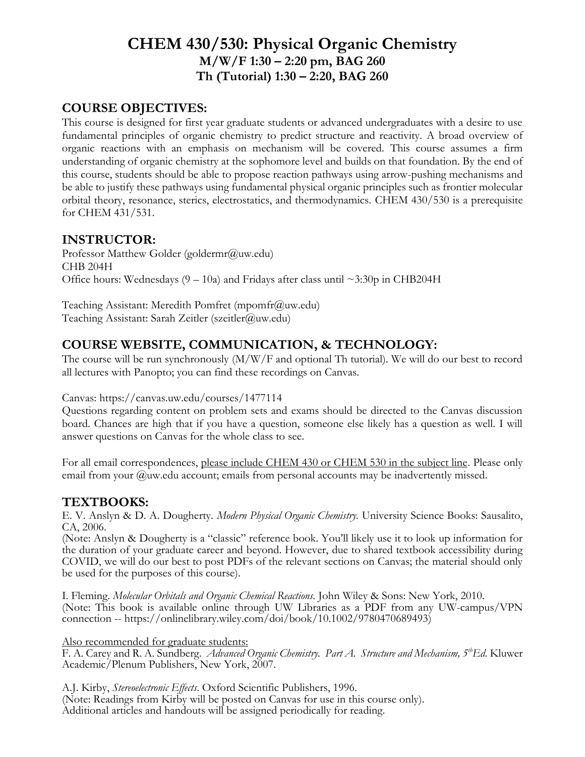# CHEM 430/530: Physical Organic Chemistry

**M/W/F 1:30 – 2:20 pm, BAG 260**
**Th (Tutorial) 1:30 – 2:20, BAG 260**

## COURSE OBJECTIVES:

This course is designed for first year graduate students or advanced undergraduates with a desire to use fundamental principles of organic chemistry to predict structure and reactivity. A broad overview of organic reactions with an emphasis on mechanism will be covered. This course assumes a firm understanding of organic chemistry at the sophomore level and builds on that foundation. By the end of this course, students should be able to propose reaction pathways using arrow-pushing mechanisms and be able to justify these pathways using fundamental physical organic principles such as frontier molecular orbital theory, resonance, sterics, electrostatics, and thermodynamics. CHEM 430/530 is a prerequisite for CHEM 431/531.

## INSTRUCTOR:

Professor Matthew Golder (goldermr@uw.edu)
CHB 204H
Office hours: Wednesdays (9 – 10a) and Fridays after class until ~3:30p in CHB204H

Teaching Assistant: Meredith Pomfret (mpomfr@uw.edu)
Teaching Assistant: Sarah Zeitler (szeitler@uw.edu)

## COURSE WEBSITE, COMMUNICATION, & TECHNOLOGY:

The course will be run synchronously (M/W/F and optional Th tutorial). We will do our best to record all lectures with Panopto; you can find these recordings on Canvas.

Canvas: https://canvas.uw.edu/courses/1477114
Questions regarding content on problem sets and exams should be directed to the Canvas discussion board. Chances are high that if you have a question, someone else likely has a question as well. I will answer questions on Canvas for the whole class to see.

For all email correspondences, please include CHEM 430 or CHEM 530 in the subject line. Please only email from your @uw.edu account; emails from personal accounts may be inadvertently missed.

## TEXTBOOKS:

E. V. Anslyn & D. A. Dougherty. *Modern Physical Organic Chemistry.* University Science Books: Sausalito, CA, 2006.
(Note: Anslyn & Dougherty is a "classic" reference book. You'll likely use it to look up information for the duration of your graduate career and beyond. However, due to shared textbook accessibility during COVID, we will do our best to post PDFs of the relevant sections on Canvas; the material should only be used for the purposes of this course).

I. Fleming. *Molecular Orbitals and Organic Chemical Reactions.* John Wiley & Sons: New York, 2010.
(Note: This book is available online through UW Libraries as a PDF from any UW-campus/VPN connection -- https://onlinelibrary.wiley.com/doi/book/10.1002/9780470689493)

Also recommended for graduate students:
F. A. Carey and R. A. Sundberg. *Advanced Organic Chemistry. Part A. Structure and Mechanism, 5th Ed.* Kluwer Academic/Plenum Publishers, New York, 2007.

A.J. Kirby, *Stereoelectronic Effects*. Oxford Scientific Publishers, 1996.
(Note: Readings from Kirby will be posted on Canvas for use in this course only).
Additional articles and handouts will be assigned periodically for reading.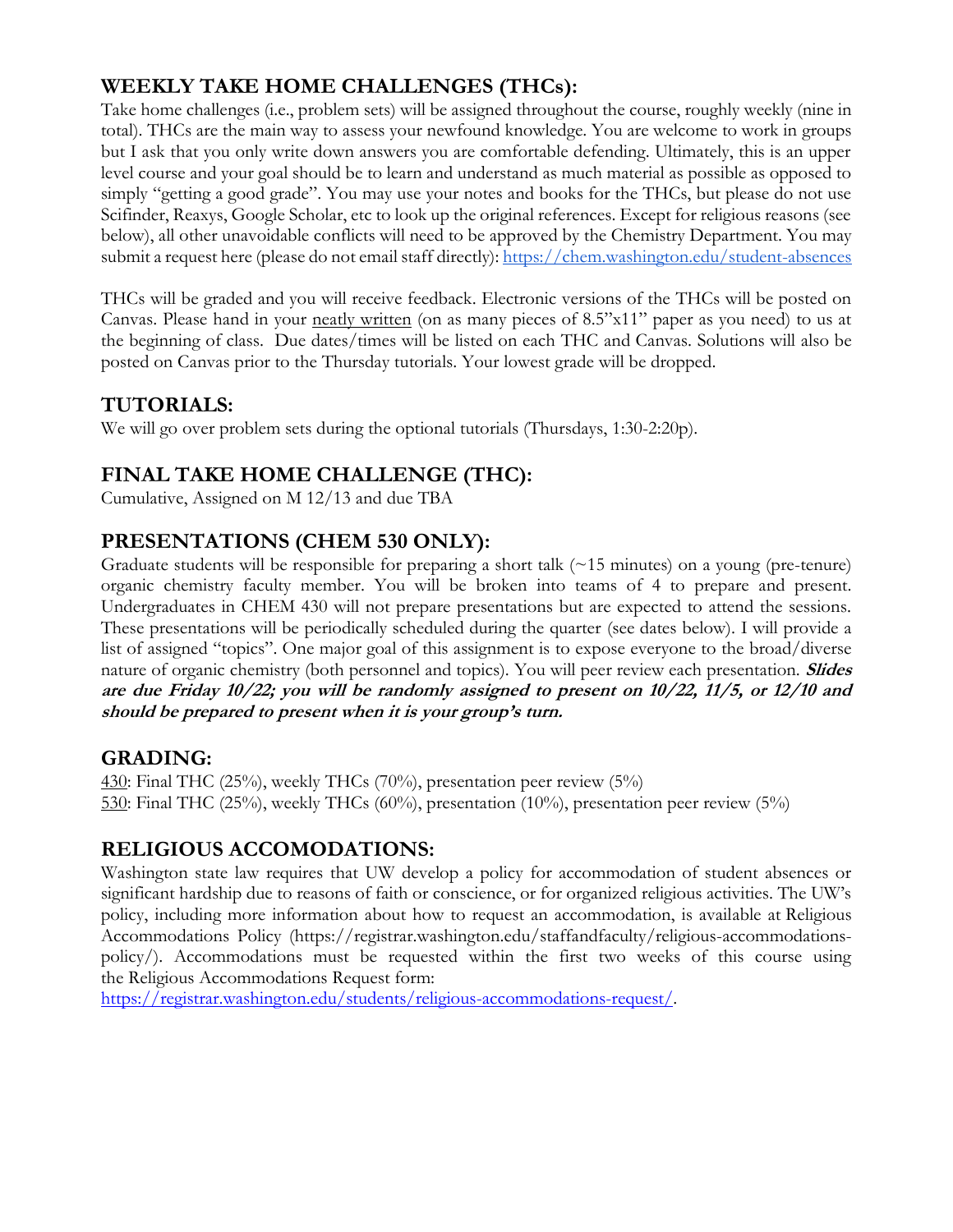## WEEKLY TAKE HOME CHALLENGES (THCs):

Take home challenges (i.e., problem sets) will be assigned throughout the course, roughly weekly (nine in total). THCs are the main way to assess your newfound knowledge. You are welcome to work in groups but I ask that you only write down answers you are comfortable defending. Ultimately, this is an upper level course and your goal should be to learn and understand as much material as possible as opposed to simply "getting a good grade". You may use your notes and books for the THCs, but please do not use Scifinder, Reaxys, Google Scholar, etc to look up the original references. Except for religious reasons (see below), all other unavoidable conflicts will need to be approved by the Chemistry Department. You may submit a request here (please do not email staff directly): https://chem.washington.edu/student-absences

THCs will be graded and you will receive feedback. Electronic versions of the THCs will be posted on Canvas. Please hand in your neatly written (on as many pieces of 8.5"x11" paper as you need) to us at the beginning of class. Due dates/times will be listed on each THC and Canvas. Solutions will also be posted on Canvas prior to the Thursday tutorials. Your lowest grade will be dropped.

## TUTORIALS:

We will go over problem sets during the optional tutorials (Thursdays, 1:30-2:20p).

## FINAL TAKE HOME CHALLENGE (THC):

Cumulative, Assigned on M 12/13 and due TBA

## PRESENTATIONS (CHEM 530 ONLY):

Graduate students will be responsible for preparing a short talk (~15 minutes) on a young (pre-tenure) organic chemistry faculty member. You will be broken into teams of 4 to prepare and present. Undergraduates in CHEM 430 will not prepare presentations but are expected to attend the sessions. These presentations will be periodically scheduled during the quarter (see dates below). I will provide a list of assigned "topics". One major goal of this assignment is to expose everyone to the broad/diverse nature of organic chemistry (both personnel and topics). You will peer review each presentation. ***Slides are due Friday 10/22; you will be randomly assigned to present on 10/22, 11/5, or 12/10 and should be prepared to present when it is your group's turn.***

## GRADING:

430: Final THC (25%), weekly THCs (70%), presentation peer review (5%)
530: Final THC (25%), weekly THCs (60%), presentation (10%), presentation peer review (5%)

## RELIGIOUS ACCOMODATIONS:

Washington state law requires that UW develop a policy for accommodation of student absences or significant hardship due to reasons of faith or conscience, or for organized religious activities. The UW's policy, including more information about how to request an accommodation, is available at Religious Accommodations Policy (https://registrar.washington.edu/staffandfaculty/religious-accommodations-policy/). Accommodations must be requested within the first two weeks of this course using the Religious Accommodations Request form: https://registrar.washington.edu/students/religious-accommodations-request/.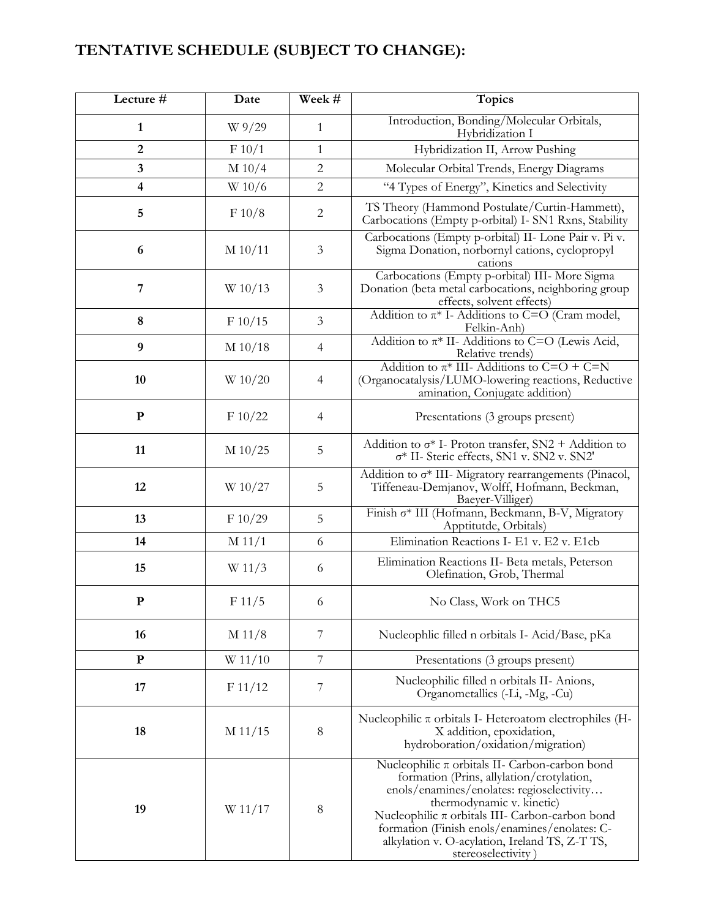# TENTATIVE SCHEDULE (SUBJECT TO CHANGE):

| Lecture # | Date | Week # | Topics |
|---|---|---|---|
| **1** | W 9/29 | 1 | Introduction, Bonding/Molecular Orbitals, Hybridization I |
| **2** | F 10/1 | 1 | Hybridization II, Arrow Pushing |
| **3** | M 10/4 | 2 | Molecular Orbital Trends, Energy Diagrams |
| **4** | W 10/6 | 2 | "4 Types of Energy", Kinetics and Selectivity |
| **5** | F 10/8 | 2 | TS Theory (Hammond Postulate/Curtin-Hammett), Carbocations (Empty p-orbital) I- SN1 Rxns, Stability |
| **6** | M 10/11 | 3 | Carbocations (Empty p-orbital) II- Lone Pair v. Pi v. Sigma Donation, norbornyl cations, cyclopropyl cations |
| **7** | W 10/13 | 3 | Carbocations (Empty p-orbital) III- More Sigma Donation (beta metal carbocations, neighboring group effects, solvent effects) |
| **8** | F 10/15 | 3 | Addition to $\pi^*$ I- Additions to C=O (Cram model, Felkin-Anh) |
| **9** | M 10/18 | 4 | Addition to $\pi^*$ II- Additions to C=O (Lewis Acid, Relative trends) |
| **10** | W 10/20 | 4 | Addition to $\pi^*$ III- Additions to C=O + C=N (Organocatalysis/LUMO-lowering reactions, Reductive amination, Conjugate addition) |
| **P** | F 10/22 | 4 | Presentations (3 groups present) |
| **11** | M 10/25 | 5 | Addition to $\sigma^*$ I- Proton transfer, SN2 + Addition to $\sigma^*$ II- Steric effects, SN1 v. SN2 v. SN2' |
| **12** | W 10/27 | 5 | Addition to $\sigma^*$ III- Migratory rearrangements (Pinacol, Tiffeneau-Demjanov, Wolff, Hofmann, Beckman, Baeyer-Villiger) |
| **13** | F 10/29 | 5 | Finish $\sigma^*$ III (Hofmann, Beckmann, B-V, Migratory Apptitutde, Orbitals) |
| **14** | M 11/1 | 6 | Elimination Reactions I- E1 v. E2 v. E1cb |
| **15** | W 11/3 | 6 | Elimination Reactions II- Beta metals, Peterson Olefination, Grob, Thermal |
| **P** | F 11/5 | 6 | No Class, Work on THC5 |
| **16** | M 11/8 | 7 | Nucleophlic filled n orbitals I- Acid/Base, pKa |
| **P** | W 11/10 | 7 | Presentations (3 groups present) |
| **17** | F 11/12 | 7 | Nucleophilic filled n orbitals II- Anions, Organometallics (-Li, -Mg, -Cu) |
| **18** | M 11/15 | 8 | Nucleophilic $\pi$ orbitals I- Heteroatom electrophiles (H-X addition, epoxidation, hydroboration/oxidation/migration) |
| **19** | W 11/17 | 8 | Nucleophilic $\pi$ orbitals II- Carbon-carbon bond formation (Prins, allylation/crotylation, enols/enamines/enolates: regioselectivity… thermodynamic v. kinetic) Nucleophilic $\pi$ orbitals III- Carbon-carbon bond formation (Finish enols/enamines/enolates: C-alkylation v. O-acylation, Ireland TS, Z-T TS, stereoselectivity ) |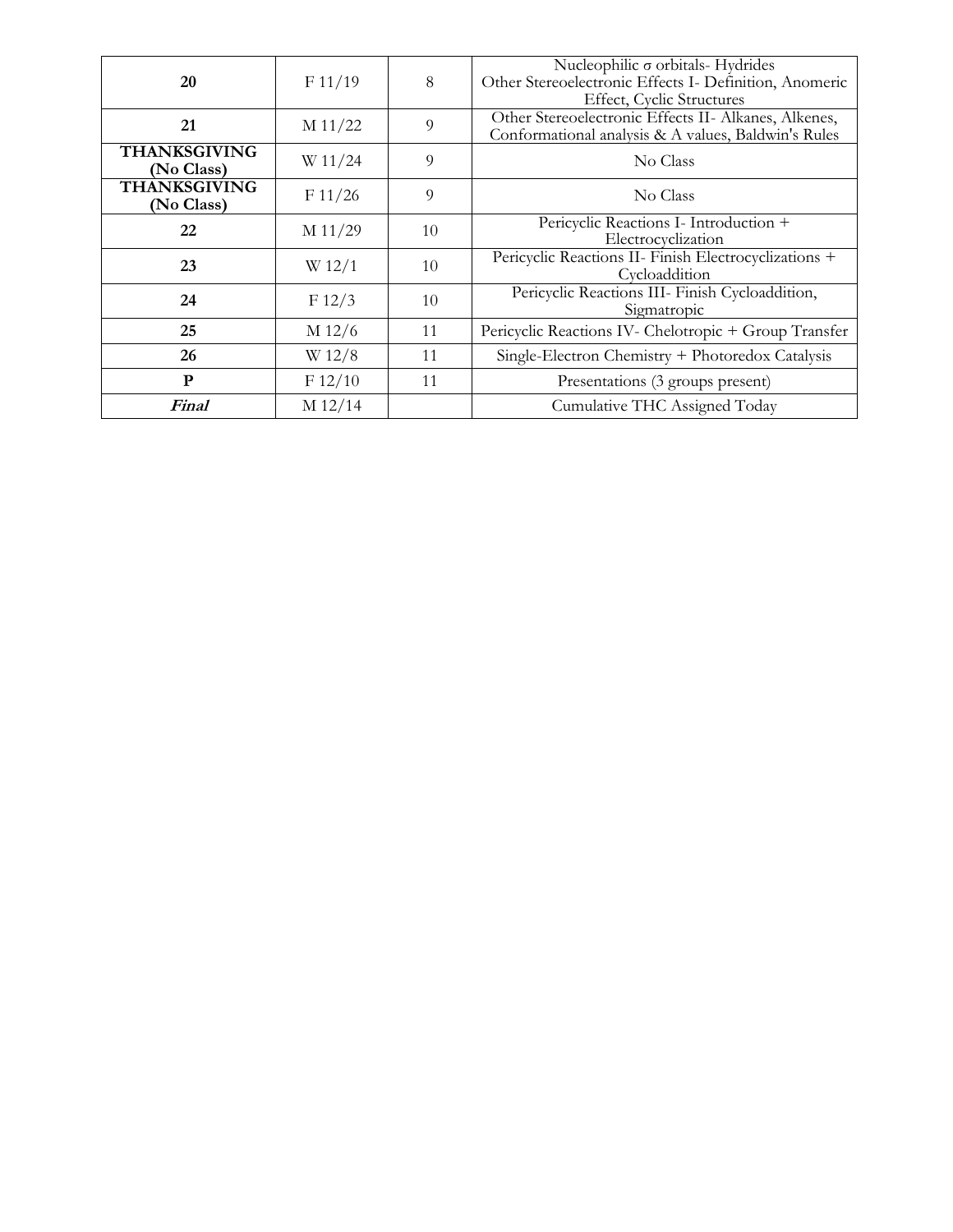| | | | |
|---|---|---|---|
| **20** | F 11/19 | 8 | Nucleophilic σ orbitals- Hydrides<br>Other Stereoelectronic Effects I- Definition, Anomeric Effect, Cyclic Structures |
| **21** | M 11/22 | 9 | Other Stereoelectronic Effects II- Alkanes, Alkenes, Conformational analysis & A values, Baldwin's Rules |
| **THANKSGIVING (No Class)** | W 11/24 | 9 | No Class |
| **THANKSGIVING (No Class)** | F 11/26 | 9 | No Class |
| **22** | M 11/29 | 10 | Pericyclic Reactions I- Introduction + Electrocyclization |
| **23** | W 12/1 | 10 | Pericyclic Reactions II- Finish Electrocyclizations + Cycloaddition |
| **24** | F 12/3 | 10 | Pericyclic Reactions III- Finish Cycloaddition, Sigmatropic |
| **25** | M 12/6 | 11 | Pericyclic Reactions IV- Chelotropic + Group Transfer |
| **26** | W 12/8 | 11 | Single-Electron Chemistry + Photoredox Catalysis |
| **P** | F 12/10 | 11 | Presentations (3 groups present) |
| ***Final*** | M 12/14 | | Cumulative THC Assigned Today |